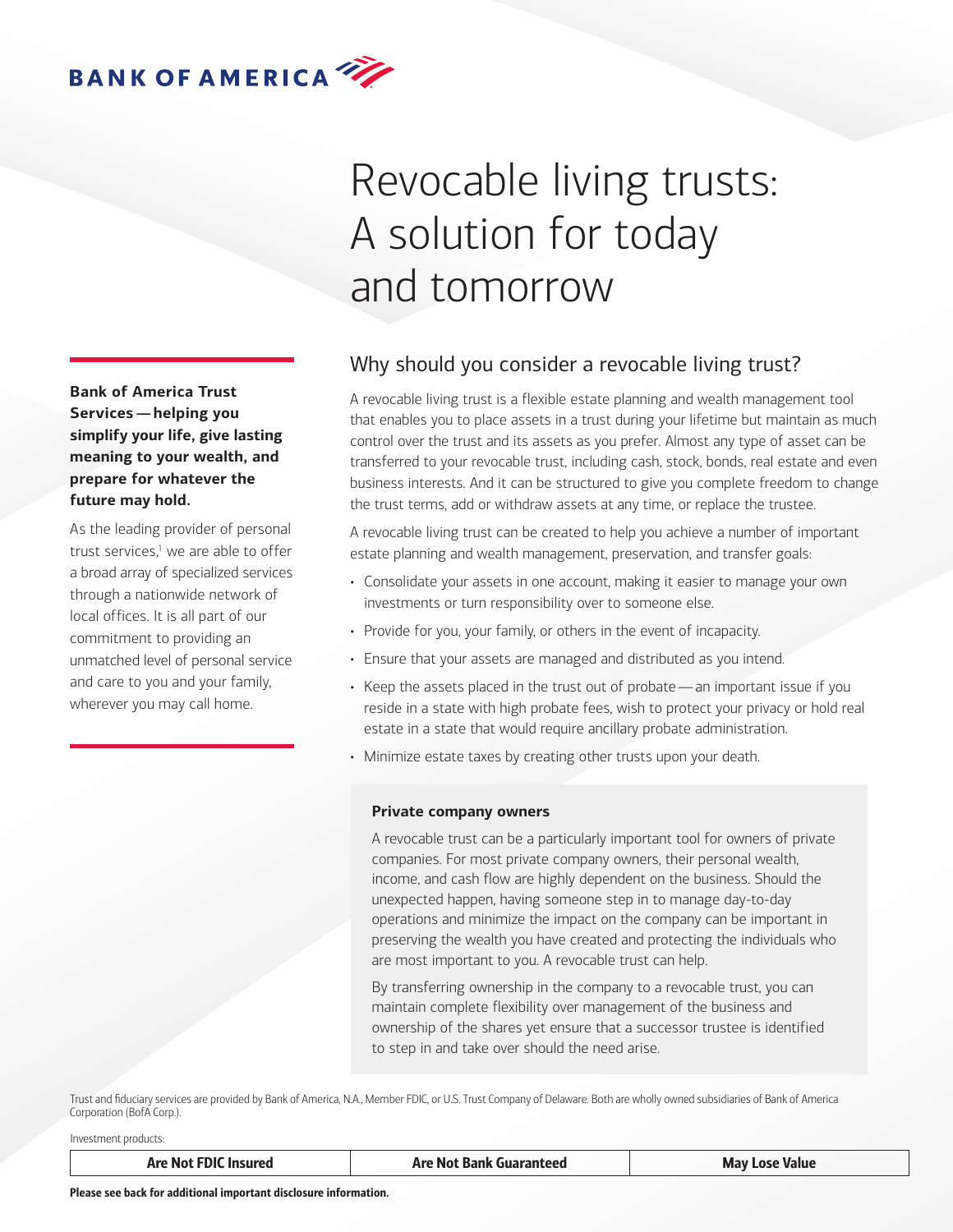BANK OF AMERICA

# Revocable living trusts: A solution for today and tomorrow

**Bank of America Trust Services — helping you simplify your life, give lasting meaning to your wealth, and prepare for whatever the future may hold.**

As the leading provider of personal trust services,[1] we are able to offer a broad array of specialized services through a nationwide network of local offices. It is all part of our commitment to providing an unmatched level of personal service and care to you and your family, wherever you may call home.

## Why should you consider a revocable living trust?

A revocable living trust is a flexible estate planning and wealth management tool that enables you to place assets in a trust during your lifetime but maintain as much control over the trust and its assets as you prefer. Almost any type of asset can be transferred to your revocable trust, including cash, stock, bonds, real estate and even business interests. And it can be structured to give you complete freedom to change the trust terms, add or withdraw assets at any time, or replace the trustee.

A revocable living trust can be created to help you achieve a number of important estate planning and wealth management, preservation, and transfer goals:

- Consolidate your assets in one account, making it easier to manage your own investments or turn responsibility over to someone else.
- Provide for you, your family, or others in the event of incapacity.
- Ensure that your assets are managed and distributed as you intend.
- Keep the assets placed in the trust out of probate — an important issue if you reside in a state with high probate fees, wish to protect your privacy or hold real estate in a state that would require ancillary probate administration.
- Minimize estate taxes by creating other trusts upon your death.

**Private company owners**

A revocable trust can be a particularly important tool for owners of private companies. For most private company owners, their personal wealth, income, and cash flow are highly dependent on the business. Should the unexpected happen, having someone step in to manage day-to-day operations and minimize the impact on the company can be important in preserving the wealth you have created and protecting the individuals who are most important to you. A revocable trust can help.

By transferring ownership in the company to a revocable trust, you can maintain complete flexibility over management of the business and ownership of the shares yet ensure that a successor trustee is identified to step in and take over should the need arise.

Trust and fiduciary services are provided by Bank of America, N.A., Member FDIC, or U.S. Trust Company of Delaware. Both are wholly owned subsidiaries of Bank of America Corporation (BofA Corp.).

Investment products:

| Are Not FDIC Insured | Are Not Bank Guaranteed | May Lose Value |
|---|---|---|

**Please see back for additional important disclosure information.**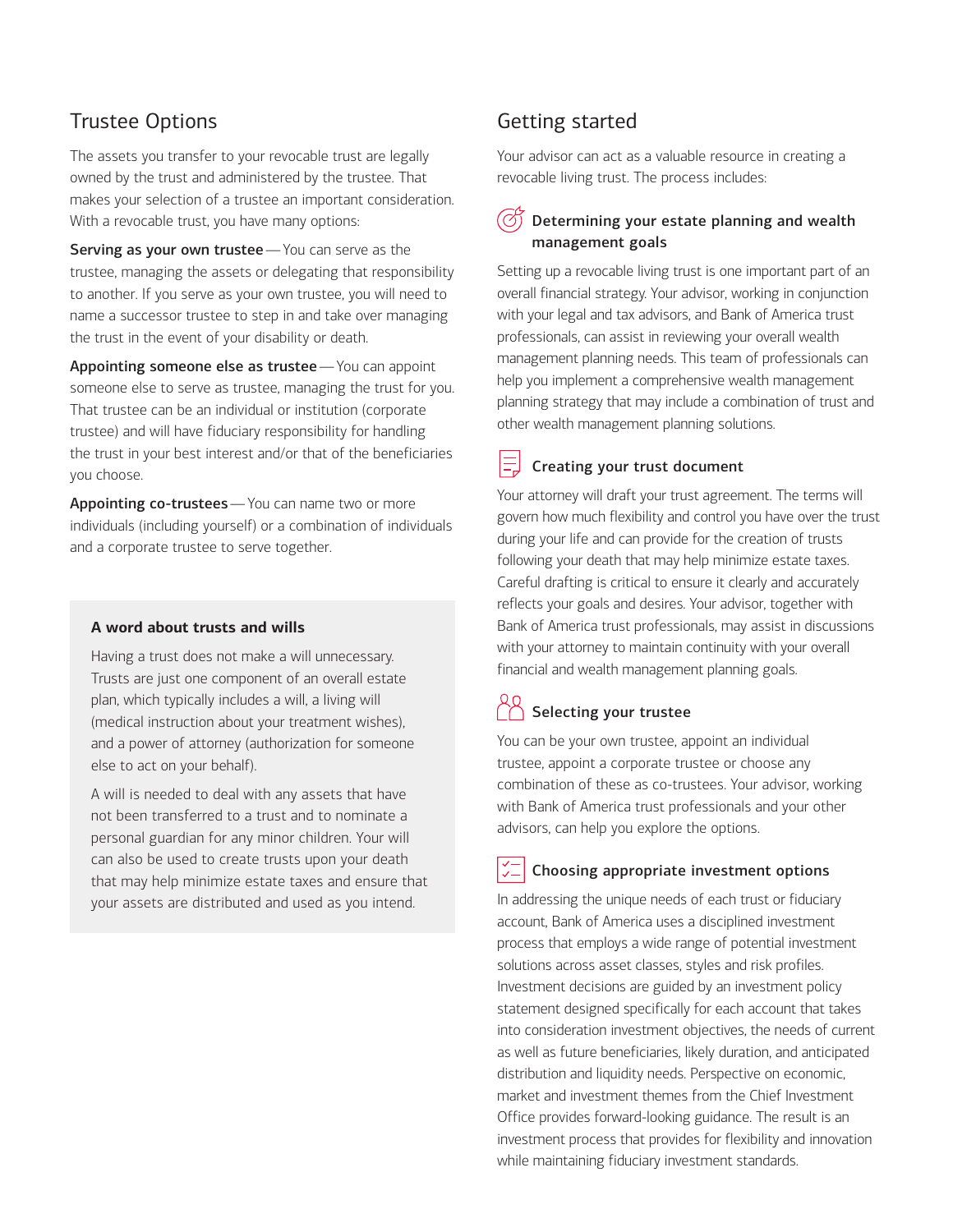## Trustee Options

The assets you transfer to your revocable trust are legally owned by the trust and administered by the trustee. That makes your selection of a trustee an important consideration. With a revocable trust, you have many options:

**Serving as your own trustee** — You can serve as the trustee, managing the assets or delegating that responsibility to another. If you serve as your own trustee, you will need to name a successor trustee to step in and take over managing the trust in the event of your disability or death.

**Appointing someone else as trustee** — You can appoint someone else to serve as trustee, managing the trust for you. That trustee can be an individual or institution (corporate trustee) and will have fiduciary responsibility for handling the trust in your best interest and/or that of the beneficiaries you choose.

**Appointing co-trustees** — You can name two or more individuals (including yourself) or a combination of individuals and a corporate trustee to serve together.

### A word about trusts and wills

Having a trust does not make a will unnecessary. Trusts are just one component of an overall estate plan, which typically includes a will, a living will (medical instruction about your treatment wishes), and a power of attorney (authorization for someone else to act on your behalf).

A will is needed to deal with any assets that have not been transferred to a trust and to nominate a personal guardian for any minor children. Your will can also be used to create trusts upon your death that may help minimize estate taxes and ensure that your assets are distributed and used as you intend.

## Getting started

Your advisor can act as a valuable resource in creating a revocable living trust. The process includes:

### Determining your estate planning and wealth management goals

Setting up a revocable living trust is one important part of an overall financial strategy. Your advisor, working in conjunction with your legal and tax advisors, and Bank of America trust professionals, can assist in reviewing your overall wealth management planning needs. This team of professionals can help you implement a comprehensive wealth management planning strategy that may include a combination of trust and other wealth management planning solutions.

### Creating your trust document

Your attorney will draft your trust agreement. The terms will govern how much flexibility and control you have over the trust during your life and can provide for the creation of trusts following your death that may help minimize estate taxes. Careful drafting is critical to ensure it clearly and accurately reflects your goals and desires. Your advisor, together with Bank of America trust professionals, may assist in discussions with your attorney to maintain continuity with your overall financial and wealth management planning goals.

### Selecting your trustee

You can be your own trustee, appoint an individual trustee, appoint a corporate trustee or choose any combination of these as co-trustees. Your advisor, working with Bank of America trust professionals and your other advisors, can help you explore the options.

### Choosing appropriate investment options

In addressing the unique needs of each trust or fiduciary account, Bank of America uses a disciplined investment process that employs a wide range of potential investment solutions across asset classes, styles and risk profiles. Investment decisions are guided by an investment policy statement designed specifically for each account that takes into consideration investment objectives, the needs of current as well as future beneficiaries, likely duration, and anticipated distribution and liquidity needs. Perspective on economic, market and investment themes from the Chief Investment Office provides forward-looking guidance. The result is an investment process that provides for flexibility and innovation while maintaining fiduciary investment standards.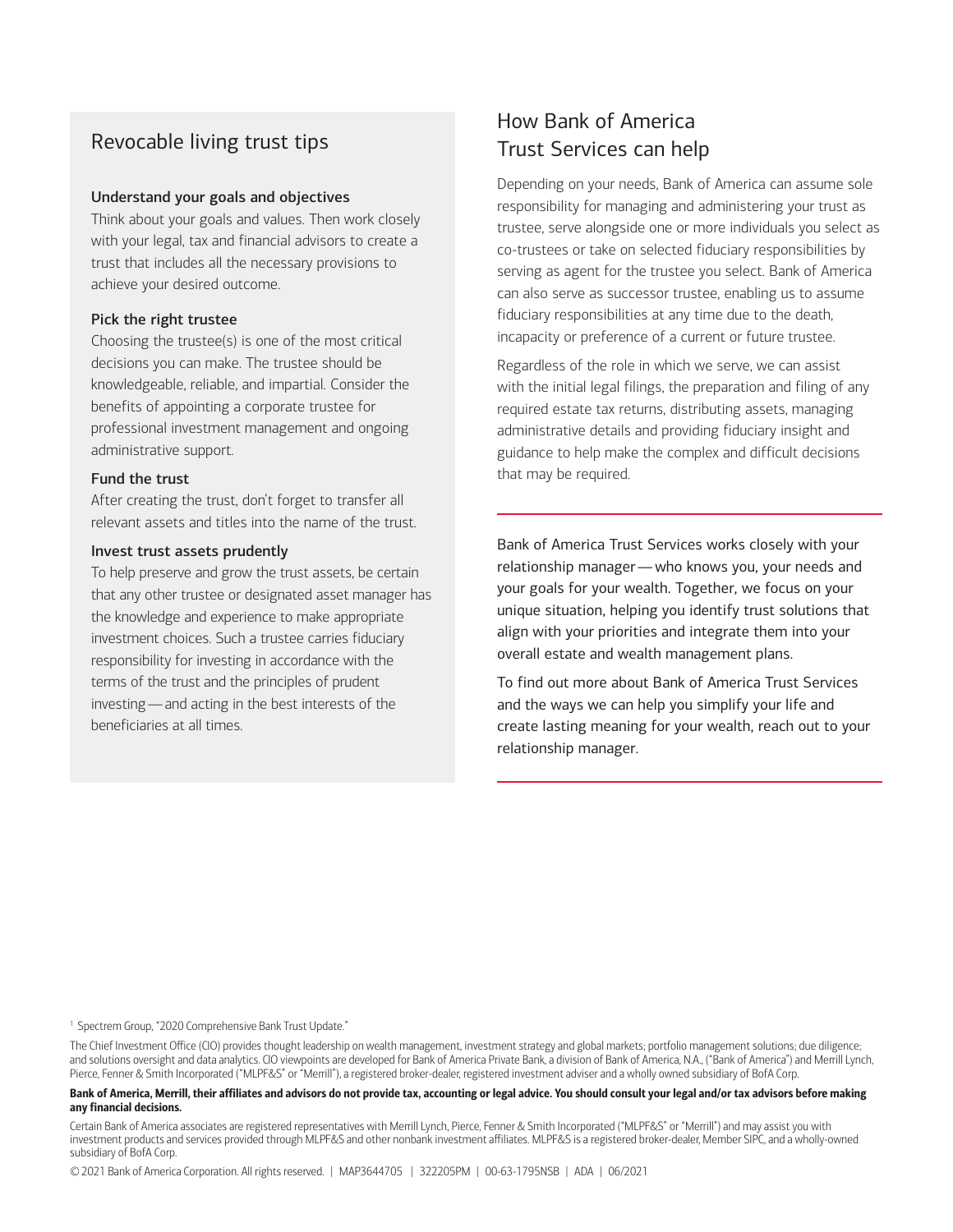## Revocable living trust tips

**Understand your goals and objectives**

Think about your goals and values. Then work closely with your legal, tax and financial advisors to create a trust that includes all the necessary provisions to achieve your desired outcome.

**Pick the right trustee**

Choosing the trustee(s) is one of the most critical decisions you can make. The trustee should be knowledgeable, reliable, and impartial. Consider the benefits of appointing a corporate trustee for professional investment management and ongoing administrative support.

**Fund the trust**

After creating the trust, don't forget to transfer all relevant assets and titles into the name of the trust.

**Invest trust assets prudently**

To help preserve and grow the trust assets, be certain that any other trustee or designated asset manager has the knowledge and experience to make appropriate investment choices. Such a trustee carries fiduciary responsibility for investing in accordance with the terms of the trust and the principles of prudent investing — and acting in the best interests of the beneficiaries at all times.

## How Bank of America Trust Services can help

Depending on your needs, Bank of America can assume sole responsibility for managing and administering your trust as trustee, serve alongside one or more individuals you select as co-trustees or take on selected fiduciary responsibilities by serving as agent for the trustee you select. Bank of America can also serve as successor trustee, enabling us to assume fiduciary responsibilities at any time due to the death, incapacity or preference of a current or future trustee.

Regardless of the role in which we serve, we can assist with the initial legal filings, the preparation and filing of any required estate tax returns, distributing assets, managing administrative details and providing fiduciary insight and guidance to help make the complex and difficult decisions that may be required.

---

Bank of America Trust Services works closely with your relationship manager — who knows you, your needs and your goals for your wealth. Together, we focus on your unique situation, helping you identify trust solutions that align with your priorities and integrate them into your overall estate and wealth management plans.

To find out more about Bank of America Trust Services and the ways we can help you simplify your life and create lasting meaning for your wealth, reach out to your relationship manager.

---

[1] Spectrem Group, "2020 Comprehensive Bank Trust Update."

The Chief Investment Office (CIO) provides thought leadership on wealth management, investment strategy and global markets; portfolio management solutions; due diligence; and solutions oversight and data analytics. CIO viewpoints are developed for Bank of America Private Bank, a division of Bank of America, N.A., ("Bank of America") and Merrill Lynch, Pierce, Fenner & Smith Incorporated ("MLPF&S" or "Merrill"), a registered broker-dealer, registered investment adviser and a wholly owned subsidiary of BofA Corp.

**Bank of America, Merrill, their affiliates and advisors do not provide tax, accounting or legal advice. You should consult your legal and/or tax advisors before making any financial decisions.**

Certain Bank of America associates are registered representatives with Merrill Lynch, Pierce, Fenner & Smith Incorporated ("MLPF&S" or "Merrill") and may assist you with investment products and services provided through MLPF&S and other nonbank investment affiliates. MLPF&S is a registered broker-dealer, Member SIPC, and a wholly-owned subsidiary of BofA Corp.

© 2021 Bank of America Corporation. All rights reserved. | MAP3644705 | 322205PM | 00-63-1795NSB | ADA | 06/2021